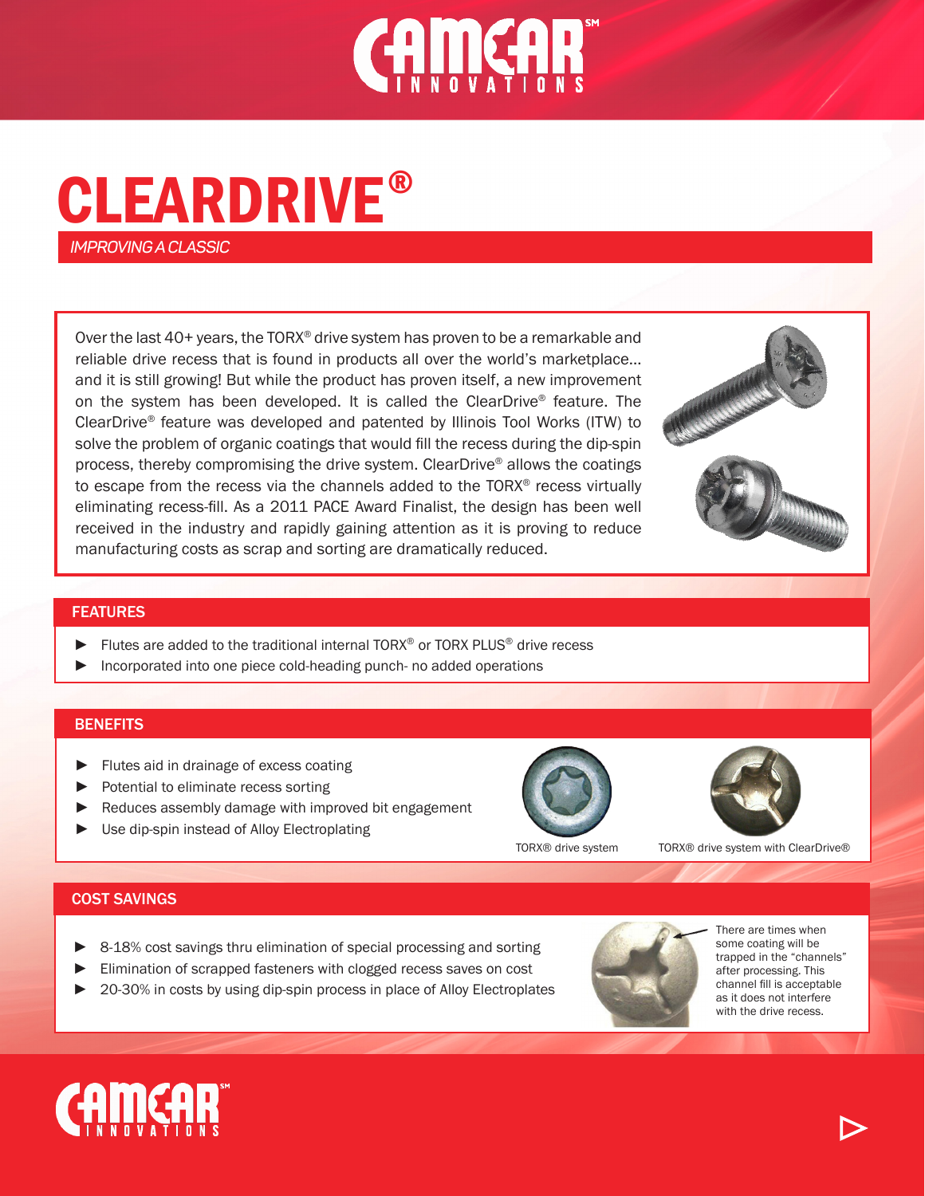# CLEARDRIVE®

*IMPROVING A CLASSIC*

Over the last 40+ years, the TORX® drive system has proven to be a remarkable and reliable drive recess that is found in products all over the world's marketplace... and it is still growing! But while the product has proven itself, a new improvement on the system has been developed. It is called the ClearDrive® feature. The ClearDrive® feature was developed and patented by Illinois Tool Works (ITW) to solve the problem of organic coatings that would fill the recess during the dip-spin process, thereby compromising the drive system. ClearDrive® allows the coatings to escape from the recess via the channels added to the TORX® recess virtually eliminating recess-fill. As a 2011 PACE Award Finalist, the design has been well received in the industry and rapidly gaining attention as it is proving to reduce manufacturing costs as scrap and sorting are dramatically reduced.

## FEATURES

- Flutes are added to the traditional internal TORX® or TORX PLUS® drive recess
- Incorporated into one piece cold-heading punch- no added operations

## BENEFITS

- Flutes aid in drainage of excess coating
- Potential to eliminate recess sorting
- Reduces assembly damage with improved bit engagement
- Use dip-spin instead of Alloy Electroplating

TORX® drive system

TORX® drive system with ClearDrive®

## COST SAVINGS

- 8-18% cost savings thru elimination of special processing and sorting
- Elimination of scrapped fasteners with clogged recess saves on cost
- 20-30% in costs by using dip-spin process in place of Alloy Electroplates

There are times when some coating will be trapped in the "channels" after processing. This channel fill is acceptable as it does not interfere with the drive recess.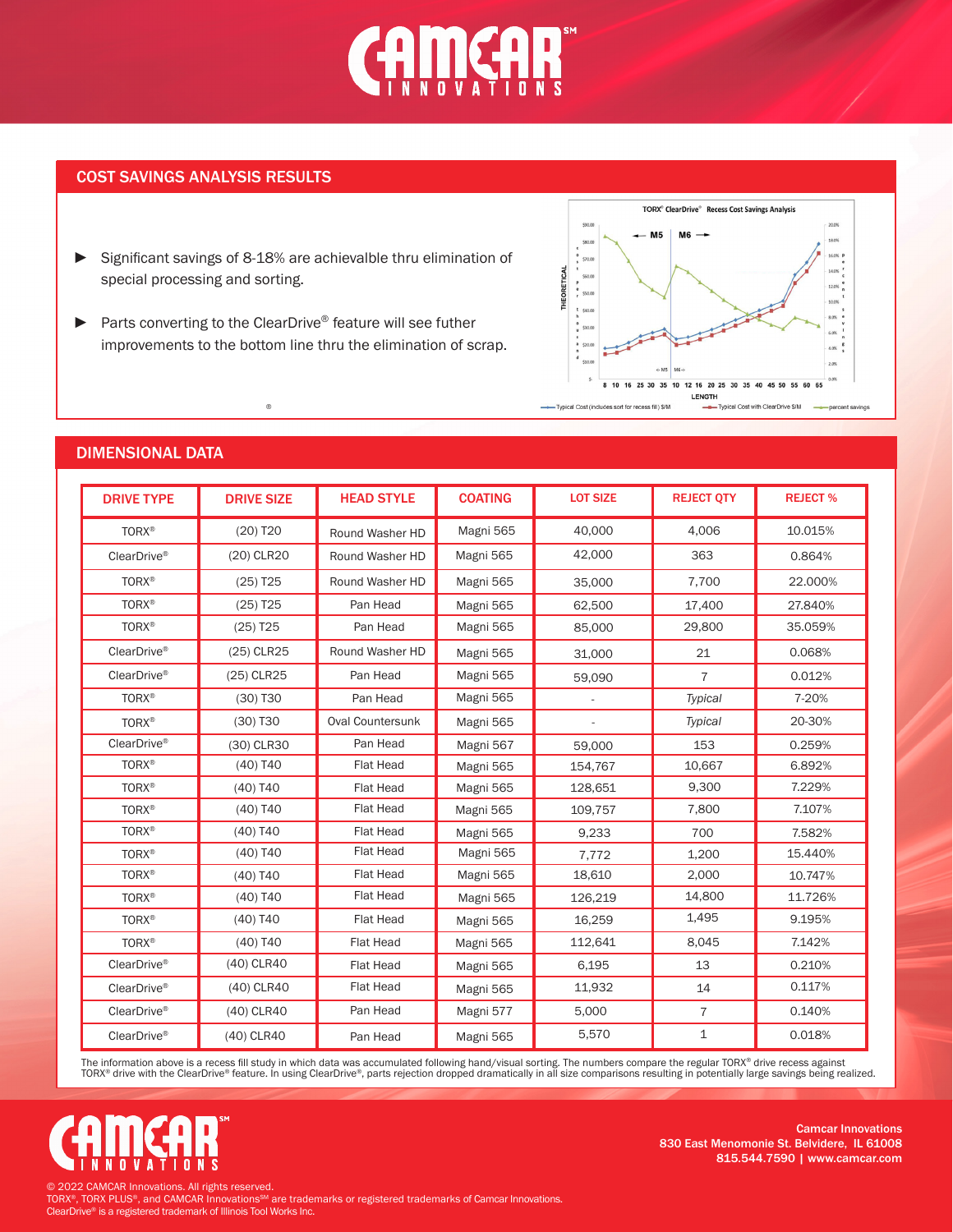## COST SAVINGS ANALYSIS RESULTS

- Significant savings of 8-18% are achievalble thru elimination of special processing and sorting.
- Parts converting to the ClearDrive® feature will see futher improvements to the bottom line thru the elimination of scrap.

TORX® ClearDrive® Recess Cost Savings Analysis

M5 M6

THEORETICAL cost per thousand

percent savings

$90.00 $80.00 $70.00 $60.00 $50.00 $40.00 $30.00 $20.00 $10.00 $-

20.0% 18.0% 16.0% 14.0% 12.0% 10.0% 8.0% 6.0% 4.0% 2.0% 0.0%

8 10 16 25 30 35 10 12 16 20 25 30 35 40 45 50 55 60 65

LENGTH

Typical Cost (includes sort for recess fill) $/M — Typical Cost with ClearDrive $/M — percent savings

## DIMENSIONAL DATA

| DRIVE TYPE | DRIVE SIZE | HEAD STYLE | COATING | LOT SIZE | REJECT QTY | REJECT % |
|---|---|---|---|---|---|---|
| TORX® | (20) T20 | Round Washer HD | Magni 565 | 40,000 | 4,006 | 10.015% |
| ClearDrive® | (20) CLR20 | Round Washer HD | Magni 565 | 42,000 | 363 | 0.864% |
| TORX® | (25) T25 | Round Washer HD | Magni 565 | 35,000 | 7,700 | 22.000% |
| TORX® | (25) T25 | Pan Head | Magni 565 | 62,500 | 17,400 | 27.840% |
| TORX® | (25) T25 | Pan Head | Magni 565 | 85,000 | 29,800 | 35.059% |
| ClearDrive® | (25) CLR25 | Round Washer HD | Magni 565 | 31,000 | 21 | 0.068% |
| ClearDrive® | (25) CLR25 | Pan Head | Magni 565 | 59,090 | 7 | 0.012% |
| TORX® | (30) T30 | Pan Head | Magni 565 | - | *Typical* | 7-20% |
| TORX® | (30) T30 | Oval Countersunk | Magni 565 | - | *Typical* | 20-30% |
| ClearDrive® | (30) CLR30 | Pan Head | Magni 567 | 59,000 | 153 | 0.259% |
| TORX® | (40) T40 | Flat Head | Magni 565 | 154,767 | 10,667 | 6.892% |
| TORX® | (40) T40 | Flat Head | Magni 565 | 128,651 | 9,300 | 7.229% |
| TORX® | (40) T40 | Flat Head | Magni 565 | 109,757 | 7,800 | 7.107% |
| TORX® | (40) T40 | Flat Head | Magni 565 | 9,233 | 700 | 7.582% |
| TORX® | (40) T40 | Flat Head | Magni 565 | 7,772 | 1,200 | 15.440% |
| TORX® | (40) T40 | Flat Head | Magni 565 | 18,610 | 2,000 | 10.747% |
| TORX® | (40) T40 | Flat Head | Magni 565 | 126,219 | 14,800 | 11.726% |
| TORX® | (40) T40 | Flat Head | Magni 565 | 16,259 | 1,495 | 9.195% |
| TORX® | (40) T40 | Flat Head | Magni 565 | 112,641 | 8,045 | 7.142% |
| ClearDrive® | (40) CLR40 | Flat Head | Magni 565 | 6,195 | 13 | 0.210% |
| ClearDrive® | (40) CLR40 | Flat Head | Magni 565 | 11,932 | 14 | 0.117% |
| ClearDrive® | (40) CLR40 | Pan Head | Magni 577 | 5,000 | 7 | 0.140% |
| ClearDrive® | (40) CLR40 | Pan Head | Magni 565 | 5,570 | 1 | 0.018% |

The information above is a recess fill study in which data was accumulated following hand/visual sorting. The numbers compare the regular TORX® drive recess against TORX® drive with the ClearDrive® feature. In using ClearDrive®, parts rejection dropped dramatically in all size comparisons resulting in potentially large savings being realized.

Camcar Innovations
830 East Menomonie St. Belvidere, IL 61008
815.544.7590 | www.camcar.com

© 2022 CAMCAR Innovations. All rights reserved.
TORX®, TORX PLUS®, and CAMCAR Innovations℠ are trademarks or registered trademarks of Camcar Innovations.
ClearDrive® is a registered trademark of Illinois Tool Works Inc.